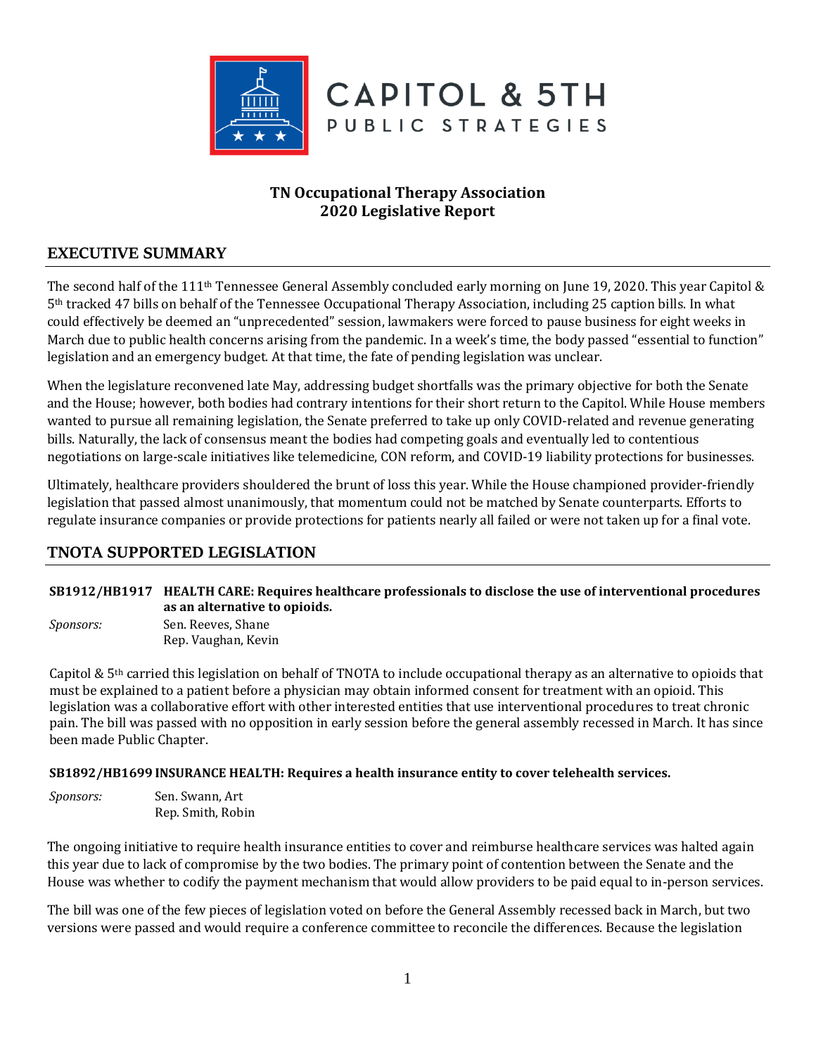CAPITOL & 5TH
PUBLIC STRATEGIES

# TN Occupational Therapy Association
# 2020 Legislative Report

## EXECUTIVE SUMMARY

The second half of the 111th Tennessee General Assembly concluded early morning on June 19, 2020. This year Capitol & 5th tracked 47 bills on behalf of the Tennessee Occupational Therapy Association, including 25 caption bills. In what could effectively be deemed an "unprecedented" session, lawmakers were forced to pause business for eight weeks in March due to public health concerns arising from the pandemic. In a week's time, the body passed "essential to function" legislation and an emergency budget. At that time, the fate of pending legislation was unclear.

When the legislature reconvened late May, addressing budget shortfalls was the primary objective for both the Senate and the House; however, both bodies had contrary intentions for their short return to the Capitol. While House members wanted to pursue all remaining legislation, the Senate preferred to take up only COVID-related and revenue generating bills. Naturally, the lack of consensus meant the bodies had competing goals and eventually led to contentious negotiations on large-scale initiatives like telemedicine, CON reform, and COVID-19 liability protections for businesses.

Ultimately, healthcare providers shouldered the brunt of loss this year. While the House championed provider-friendly legislation that passed almost unanimously, that momentum could not be matched by Senate counterparts. Efforts to regulate insurance companies or provide protections for patients nearly all failed or were not taken up for a final vote.

## TNOTA SUPPORTED LEGISLATION

**SB1912/HB1917 HEALTH CARE: Requires healthcare professionals to disclose the use of interventional procedures as an alternative to opioids.**

*Sponsors:* Sen. Reeves, Shane
Rep. Vaughan, Kevin

Capitol & 5th carried this legislation on behalf of TNOTA to include occupational therapy as an alternative to opioids that must be explained to a patient before a physician may obtain informed consent for treatment with an opioid. This legislation was a collaborative effort with other interested entities that use interventional procedures to treat chronic pain. The bill was passed with no opposition in early session before the general assembly recessed in March. It has since been made Public Chapter.

**SB1892/HB1699 INSURANCE HEALTH: Requires a health insurance entity to cover telehealth services.**

*Sponsors:* Sen. Swann, Art
Rep. Smith, Robin

The ongoing initiative to require health insurance entities to cover and reimburse healthcare services was halted again this year due to lack of compromise by the two bodies. The primary point of contention between the Senate and the House was whether to codify the payment mechanism that would allow providers to be paid equal to in-person services.

The bill was one of the few pieces of legislation voted on before the General Assembly recessed back in March, but two versions were passed and would require a conference committee to reconcile the differences. Because the legislation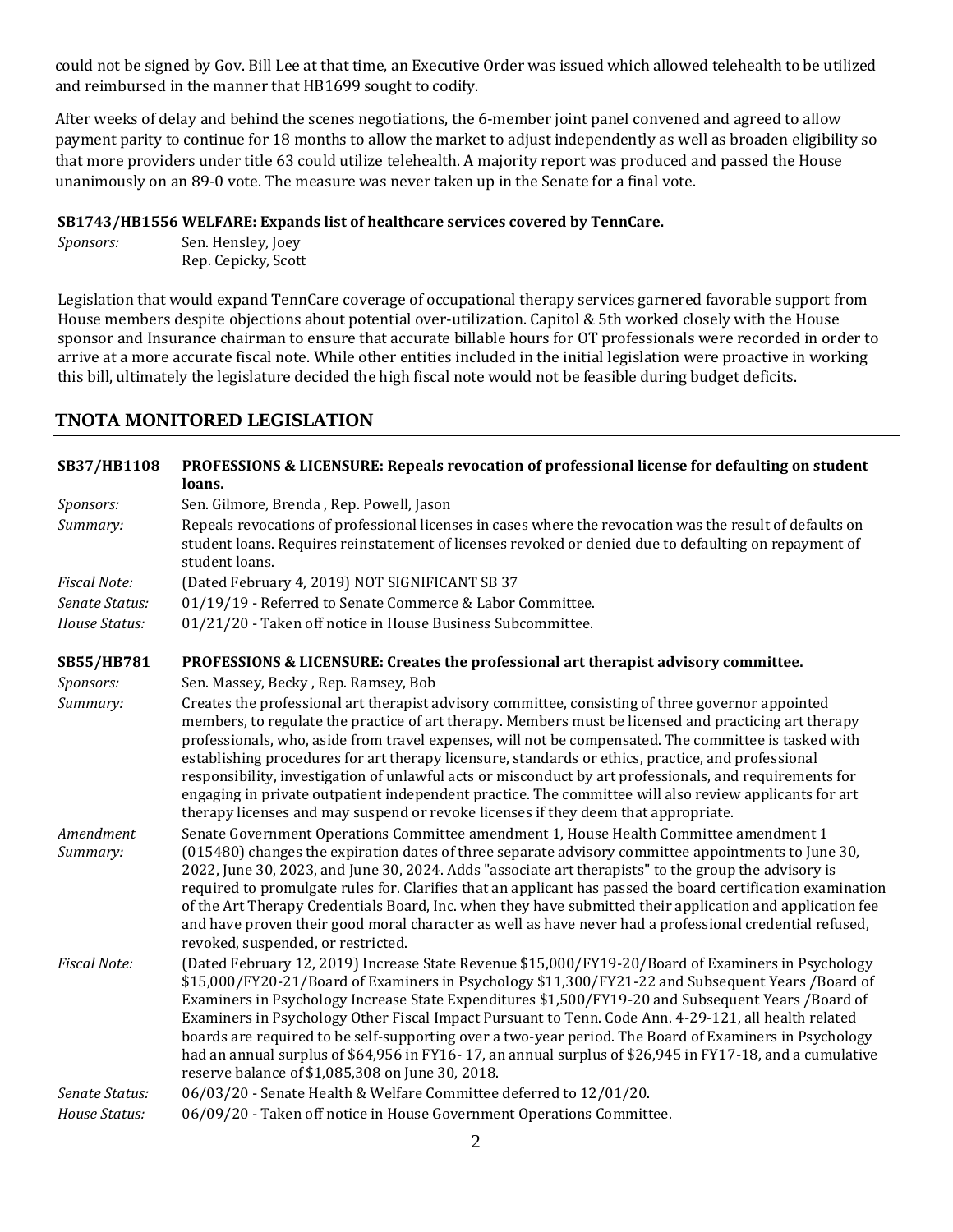could not be signed by Gov. Bill Lee at that time, an Executive Order was issued which allowed telehealth to be utilized and reimbursed in the manner that HB1699 sought to codify.

After weeks of delay and behind the scenes negotiations, the 6-member joint panel convened and agreed to allow payment parity to continue for 18 months to allow the market to adjust independently as well as broaden eligibility so that more providers under title 63 could utilize telehealth. A majority report was produced and passed the House unanimously on an 89-0 vote. The measure was never taken up in the Senate for a final vote.

**SB1743/HB1556 WELFARE: Expands list of healthcare services covered by TennCare.**

*Sponsors:* Sen. Hensley, Joey
Rep. Cepicky, Scott

Legislation that would expand TennCare coverage of occupational therapy services garnered favorable support from House members despite objections about potential over-utilization. Capitol & 5th worked closely with the House sponsor and Insurance chairman to ensure that accurate billable hours for OT professionals were recorded in order to arrive at a more accurate fiscal note. While other entities included in the initial legislation were proactive in working this bill, ultimately the legislature decided the high fiscal note would not be feasible during budget deficits.

## TNOTA MONITORED LEGISLATION

**SB37/HB1108 PROFESSIONS & LICENSURE: Repeals revocation of professional license for defaulting on student loans.**

*Sponsors:* Sen. Gilmore, Brenda , Rep. Powell, Jason

*Summary:* Repeals revocations of professional licenses in cases where the revocation was the result of defaults on student loans. Requires reinstatement of licenses revoked or denied due to defaulting on repayment of student loans.

*Fiscal Note:* (Dated February 4, 2019) NOT SIGNIFICANT SB 37

*Senate Status:* 01/19/19 - Referred to Senate Commerce & Labor Committee.

*House Status:* 01/21/20 - Taken off notice in House Business Subcommittee.

**SB55/HB781 PROFESSIONS & LICENSURE: Creates the professional art therapist advisory committee.**

*Sponsors:* Sen. Massey, Becky , Rep. Ramsey, Bob

*Summary:* Creates the professional art therapist advisory committee, consisting of three governor appointed members, to regulate the practice of art therapy. Members must be licensed and practicing art therapy professionals, who, aside from travel expenses, will not be compensated. The committee is tasked with establishing procedures for art therapy licensure, standards or ethics, practice, and professional responsibility, investigation of unlawful acts or misconduct by art professionals, and requirements for engaging in private outpatient independent practice. The committee will also review applicants for art therapy licenses and may suspend or revoke licenses if they deem that appropriate.

*Amendment Summary:* Senate Government Operations Committee amendment 1, House Health Committee amendment 1 (015480) changes the expiration dates of three separate advisory committee appointments to June 30, 2022, June 30, 2023, and June 30, 2024. Adds "associate art therapists" to the group the advisory is required to promulgate rules for. Clarifies that an applicant has passed the board certification examination of the Art Therapy Credentials Board, Inc. when they have submitted their application and application fee and have proven their good moral character as well as have never had a professional credential refused, revoked, suspended, or restricted.

*Fiscal Note:* (Dated February 12, 2019) Increase State Revenue $15,000/FY19-20/Board of Examiners in Psychology $15,000/FY20-21/Board of Examiners in Psychology $11,300/FY21-22 and Subsequent Years /Board of Examiners in Psychology Increase State Expenditures $1,500/FY19-20 and Subsequent Years /Board of Examiners in Psychology Other Fiscal Impact Pursuant to Tenn. Code Ann. 4-29-121, all health related boards are required to be self-supporting over a two-year period. The Board of Examiners in Psychology had an annual surplus of $64,956 in FY16- 17, an annual surplus of $26,945 in FY17-18, and a cumulative reserve balance of $1,085,308 on June 30, 2018.

*Senate Status:* 06/03/20 - Senate Health & Welfare Committee deferred to 12/01/20.

*House Status:* 06/09/20 - Taken off notice in House Government Operations Committee.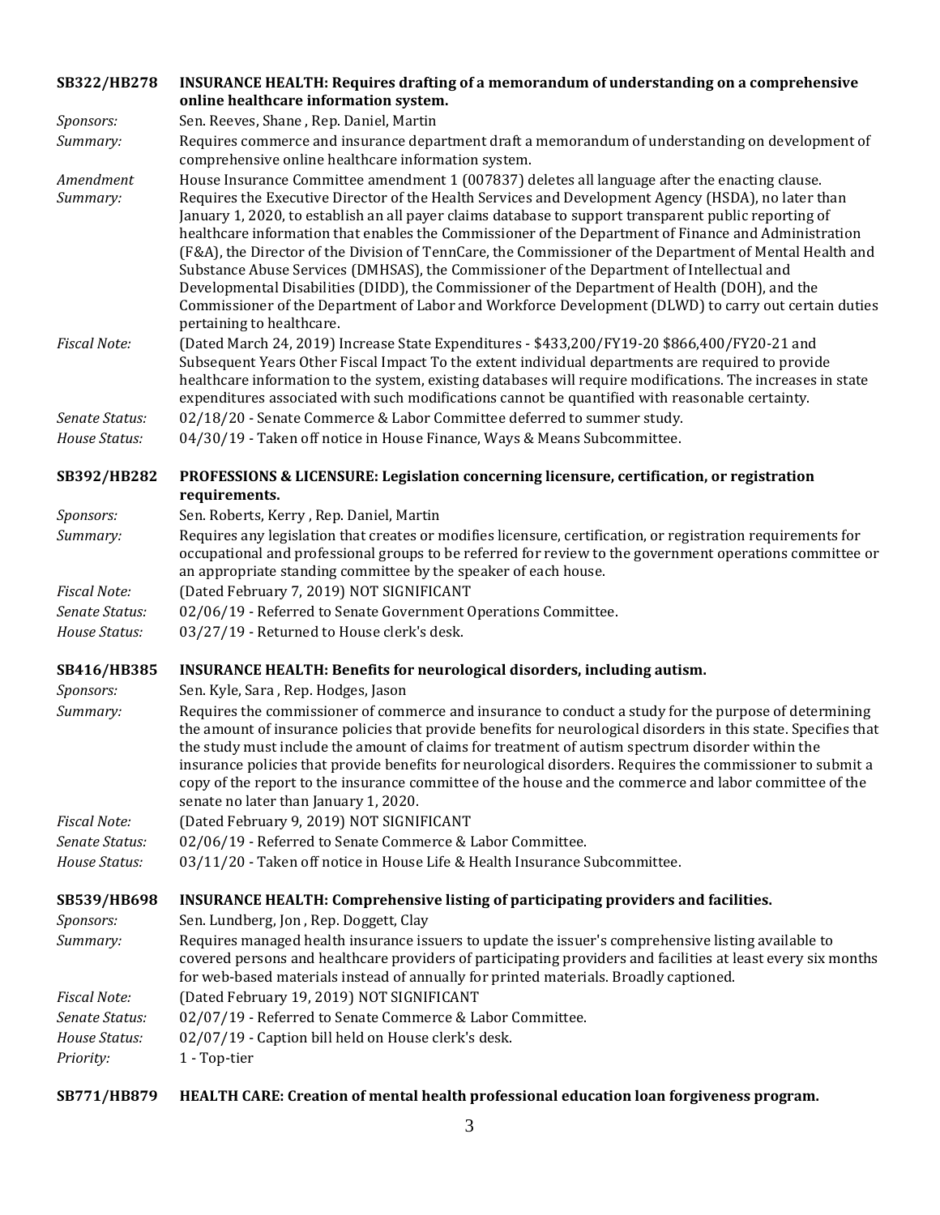**SB322/HB278** **INSURANCE HEALTH: Requires drafting of a memorandum of understanding on a comprehensive online healthcare information system.**

*Sponsors:* Sen. Reeves, Shane , Rep. Daniel, Martin

*Summary:* Requires commerce and insurance department draft a memorandum of understanding on development of comprehensive online healthcare information system.

*Amendment Summary:* House Insurance Committee amendment 1 (007837) deletes all language after the enacting clause. Requires the Executive Director of the Health Services and Development Agency (HSDA), no later than January 1, 2020, to establish an all payer claims database to support transparent public reporting of healthcare information that enables the Commissioner of the Department of Finance and Administration (F&A), the Director of the Division of TennCare, the Commissioner of the Department of Mental Health and Substance Abuse Services (DMHSAS), the Commissioner of the Department of Intellectual and Developmental Disabilities (DIDD), the Commissioner of the Department of Health (DOH), and the Commissioner of the Department of Labor and Workforce Development (DLWD) to carry out certain duties pertaining to healthcare.

*Fiscal Note:* (Dated March 24, 2019) Increase State Expenditures - $433,200/FY19-20 $866,400/FY20-21 and Subsequent Years Other Fiscal Impact To the extent individual departments are required to provide healthcare information to the system, existing databases will require modifications. The increases in state expenditures associated with such modifications cannot be quantified with reasonable certainty.

*Senate Status:* 02/18/20 - Senate Commerce & Labor Committee deferred to summer study.

*House Status:* 04/30/19 - Taken off notice in House Finance, Ways & Means Subcommittee.

**SB392/HB282** **PROFESSIONS & LICENSURE: Legislation concerning licensure, certification, or registration requirements.**

*Sponsors:* Sen. Roberts, Kerry , Rep. Daniel, Martin

*Summary:* Requires any legislation that creates or modifies licensure, certification, or registration requirements for occupational and professional groups to be referred for review to the government operations committee or an appropriate standing committee by the speaker of each house.

*Fiscal Note:* (Dated February 7, 2019) NOT SIGNIFICANT

*Senate Status:* 02/06/19 - Referred to Senate Government Operations Committee.

*House Status:* 03/27/19 - Returned to House clerk's desk.

**SB416/HB385** **INSURANCE HEALTH: Benefits for neurological disorders, including autism.**

*Sponsors:* Sen. Kyle, Sara , Rep. Hodges, Jason

*Summary:* Requires the commissioner of commerce and insurance to conduct a study for the purpose of determining the amount of insurance policies that provide benefits for neurological disorders in this state. Specifies that the study must include the amount of claims for treatment of autism spectrum disorder within the insurance policies that provide benefits for neurological disorders. Requires the commissioner to submit a copy of the report to the insurance committee of the house and the commerce and labor committee of the senate no later than January 1, 2020.

*Fiscal Note:* (Dated February 9, 2019) NOT SIGNIFICANT

*Senate Status:* 02/06/19 - Referred to Senate Commerce & Labor Committee.

*House Status:* 03/11/20 - Taken off notice in House Life & Health Insurance Subcommittee.

**SB539/HB698** **INSURANCE HEALTH: Comprehensive listing of participating providers and facilities.**

*Sponsors:* Sen. Lundberg, Jon , Rep. Doggett, Clay

*Summary:* Requires managed health insurance issuers to update the issuer's comprehensive listing available to covered persons and healthcare providers of participating providers and facilities at least every six months for web-based materials instead of annually for printed materials. Broadly captioned.

*Fiscal Note:* (Dated February 19, 2019) NOT SIGNIFICANT

*Senate Status:* 02/07/19 - Referred to Senate Commerce & Labor Committee.

*House Status:* 02/07/19 - Caption bill held on House clerk's desk.

*Priority:* 1 - Top-tier

**SB771/HB879** **HEALTH CARE: Creation of mental health professional education loan forgiveness program.**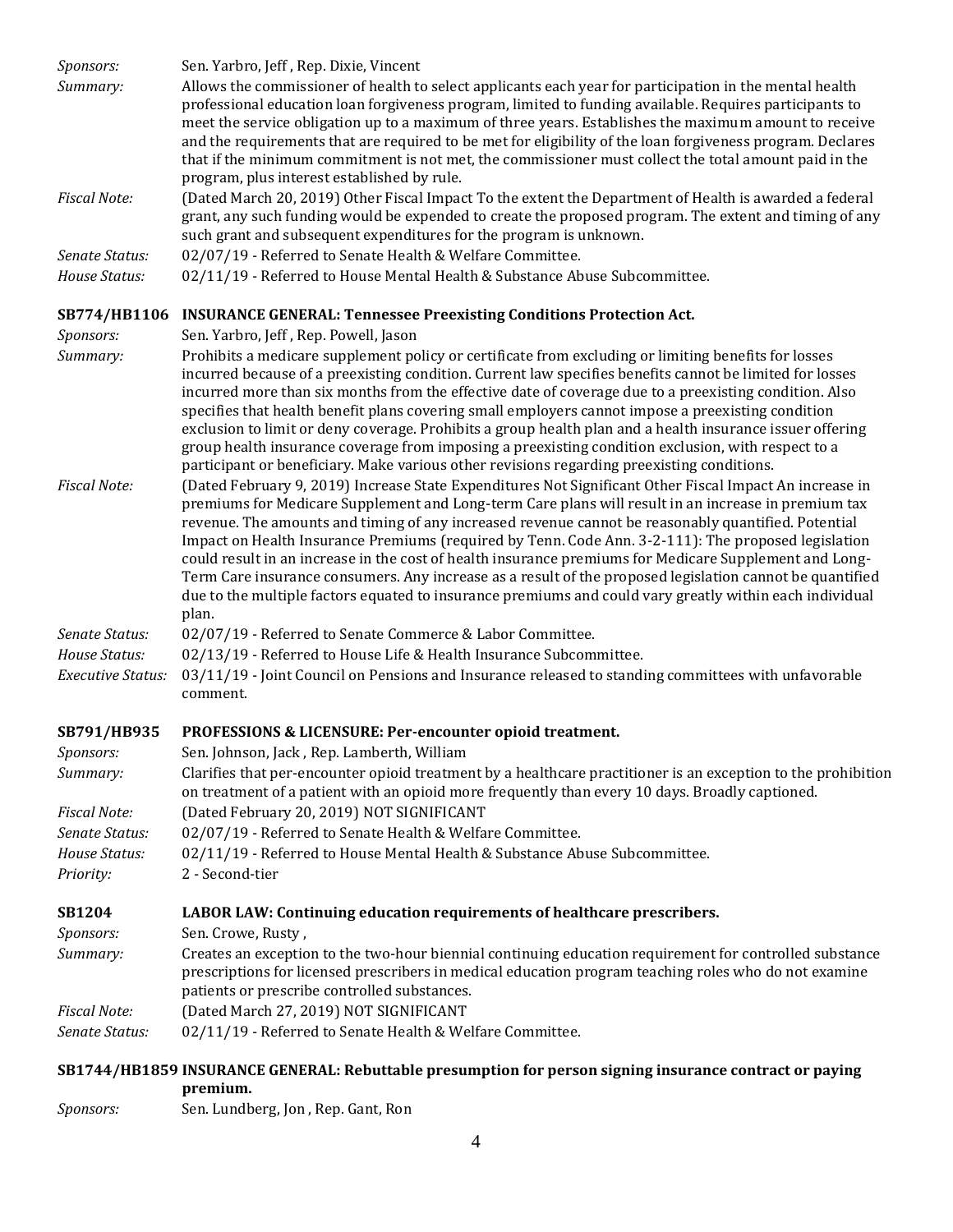*Sponsors:* Sen. Yarbro, Jeff , Rep. Dixie, Vincent

*Summary:* Allows the commissioner of health to select applicants each year for participation in the mental health professional education loan forgiveness program, limited to funding available. Requires participants to meet the service obligation up to a maximum of three years. Establishes the maximum amount to receive and the requirements that are required to be met for eligibility of the loan forgiveness program. Declares that if the minimum commitment is not met, the commissioner must collect the total amount paid in the program, plus interest established by rule.

*Fiscal Note:* (Dated March 20, 2019) Other Fiscal Impact To the extent the Department of Health is awarded a federal grant, any such funding would be expended to create the proposed program. The extent and timing of any such grant and subsequent expenditures for the program is unknown.

*Senate Status:* 02/07/19 - Referred to Senate Health & Welfare Committee.

*House Status:* 02/11/19 - Referred to House Mental Health & Substance Abuse Subcommittee.

**SB774/HB1106 INSURANCE GENERAL: Tennessee Preexisting Conditions Protection Act.**

*Sponsors:* Sen. Yarbro, Jeff , Rep. Powell, Jason

*Summary:* Prohibits a medicare supplement policy or certificate from excluding or limiting benefits for losses incurred because of a preexisting condition. Current law specifies benefits cannot be limited for losses incurred more than six months from the effective date of coverage due to a preexisting condition. Also specifies that health benefit plans covering small employers cannot impose a preexisting condition exclusion to limit or deny coverage. Prohibits a group health plan and a health insurance issuer offering group health insurance coverage from imposing a preexisting condition exclusion, with respect to a participant or beneficiary. Make various other revisions regarding preexisting conditions.

*Fiscal Note:* (Dated February 9, 2019) Increase State Expenditures Not Significant Other Fiscal Impact An increase in premiums for Medicare Supplement and Long-term Care plans will result in an increase in premium tax revenue. The amounts and timing of any increased revenue cannot be reasonably quantified. Potential Impact on Health Insurance Premiums (required by Tenn. Code Ann. 3-2-111): The proposed legislation could result in an increase in the cost of health insurance premiums for Medicare Supplement and Long-Term Care insurance consumers. Any increase as a result of the proposed legislation cannot be quantified due to the multiple factors equated to insurance premiums and could vary greatly within each individual plan.

*Senate Status:* 02/07/19 - Referred to Senate Commerce & Labor Committee.

*House Status:* 02/13/19 - Referred to House Life & Health Insurance Subcommittee.

*Executive Status:* 03/11/19 - Joint Council on Pensions and Insurance released to standing committees with unfavorable comment.

**SB791/HB935 PROFESSIONS & LICENSURE: Per-encounter opioid treatment.**

*Sponsors:* Sen. Johnson, Jack , Rep. Lamberth, William

*Summary:* Clarifies that per-encounter opioid treatment by a healthcare practitioner is an exception to the prohibition on treatment of a patient with an opioid more frequently than every 10 days. Broadly captioned.

*Fiscal Note:* (Dated February 20, 2019) NOT SIGNIFICANT

*Senate Status:* 02/07/19 - Referred to Senate Health & Welfare Committee.

*House Status:* 02/11/19 - Referred to House Mental Health & Substance Abuse Subcommittee.

*Priority:* 2 - Second-tier

**SB1204 LABOR LAW: Continuing education requirements of healthcare prescribers.**

*Sponsors:* Sen. Crowe, Rusty ,

*Summary:* Creates an exception to the two-hour biennial continuing education requirement for controlled substance prescriptions for licensed prescribers in medical education program teaching roles who do not examine patients or prescribe controlled substances.

*Fiscal Note:* (Dated March 27, 2019) NOT SIGNIFICANT

*Senate Status:* 02/11/19 - Referred to Senate Health & Welfare Committee.

**SB1744/HB1859 INSURANCE GENERAL: Rebuttable presumption for person signing insurance contract or paying premium.**

*Sponsors:* Sen. Lundberg, Jon , Rep. Gant, Ron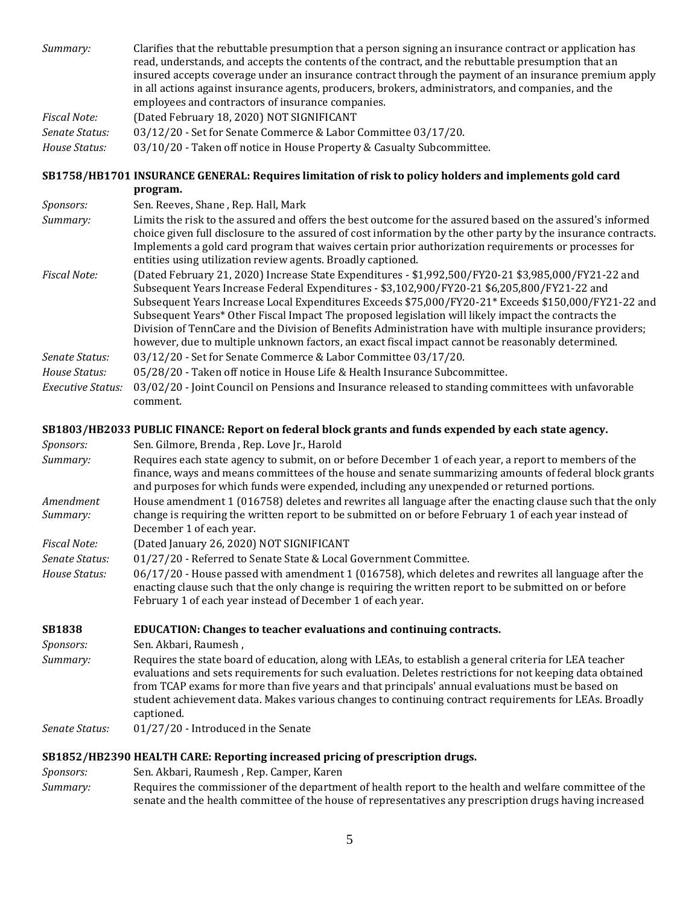*Summary:* Clarifies that the rebuttable presumption that a person signing an insurance contract or application has read, understands, and accepts the contents of the contract, and the rebuttable presumption that an insured accepts coverage under an insurance contract through the payment of an insurance premium apply in all actions against insurance agents, producers, brokers, administrators, and companies, and the employees and contractors of insurance companies.

*Fiscal Note:* (Dated February 18, 2020) NOT SIGNIFICANT

*Senate Status:* 03/12/20 - Set for Senate Commerce & Labor Committee 03/17/20.

*House Status:* 03/10/20 - Taken off notice in House Property & Casualty Subcommittee.

**SB1758/HB1701 INSURANCE GENERAL: Requires limitation of risk to policy holders and implements gold card program.**

*Sponsors:* Sen. Reeves, Shane , Rep. Hall, Mark

*Summary:* Limits the risk to the assured and offers the best outcome for the assured based on the assured's informed choice given full disclosure to the assured of cost information by the other party by the insurance contracts. Implements a gold card program that waives certain prior authorization requirements or processes for entities using utilization review agents. Broadly captioned.

*Fiscal Note:* (Dated February 21, 2020) Increase State Expenditures - $1,992,500/FY20-21 $3,985,000/FY21-22 and Subsequent Years Increase Federal Expenditures - $3,102,900/FY20-21 $6,205,800/FY21-22 and Subsequent Years Increase Local Expenditures Exceeds $75,000/FY20-21* Exceeds $150,000/FY21-22 and Subsequent Years* Other Fiscal Impact The proposed legislation will likely impact the contracts the Division of TennCare and the Division of Benefits Administration have with multiple insurance providers; however, due to multiple unknown factors, an exact fiscal impact cannot be reasonably determined.

*Senate Status:* 03/12/20 - Set for Senate Commerce & Labor Committee 03/17/20.

*House Status:* 05/28/20 - Taken off notice in House Life & Health Insurance Subcommittee.

*Executive Status:* 03/02/20 - Joint Council on Pensions and Insurance released to standing committees with unfavorable comment.

**SB1803/HB2033 PUBLIC FINANCE: Report on federal block grants and funds expended by each state agency.**

*Sponsors:* Sen. Gilmore, Brenda , Rep. Love Jr., Harold

*Summary:* Requires each state agency to submit, on or before December 1 of each year, a report to members of the finance, ways and means committees of the house and senate summarizing amounts of federal block grants and purposes for which funds were expended, including any unexpended or returned portions.

*Amendment Summary:* House amendment 1 (016758) deletes and rewrites all language after the enacting clause such that the only change is requiring the written report to be submitted on or before February 1 of each year instead of December 1 of each year.

*Fiscal Note:* (Dated January 26, 2020) NOT SIGNIFICANT

*Senate Status:* 01/27/20 - Referred to Senate State & Local Government Committee.

*House Status:* 06/17/20 - House passed with amendment 1 (016758), which deletes and rewrites all language after the enacting clause such that the only change is requiring the written report to be submitted on or before February 1 of each year instead of December 1 of each year.

**SB1838 EDUCATION: Changes to teacher evaluations and continuing contracts.**

*Sponsors:* Sen. Akbari, Raumesh ,

*Summary:* Requires the state board of education, along with LEAs, to establish a general criteria for LEA teacher evaluations and sets requirements for such evaluation. Deletes restrictions for not keeping data obtained from TCAP exams for more than five years and that principals' annual evaluations must be based on student achievement data. Makes various changes to continuing contract requirements for LEAs. Broadly captioned.

*Senate Status:* 01/27/20 - Introduced in the Senate

**SB1852/HB2390 HEALTH CARE: Reporting increased pricing of prescription drugs.**

*Sponsors:* Sen. Akbari, Raumesh , Rep. Camper, Karen

*Summary:* Requires the commissioner of the department of health report to the health and welfare committee of the senate and the health committee of the house of representatives any prescription drugs having increased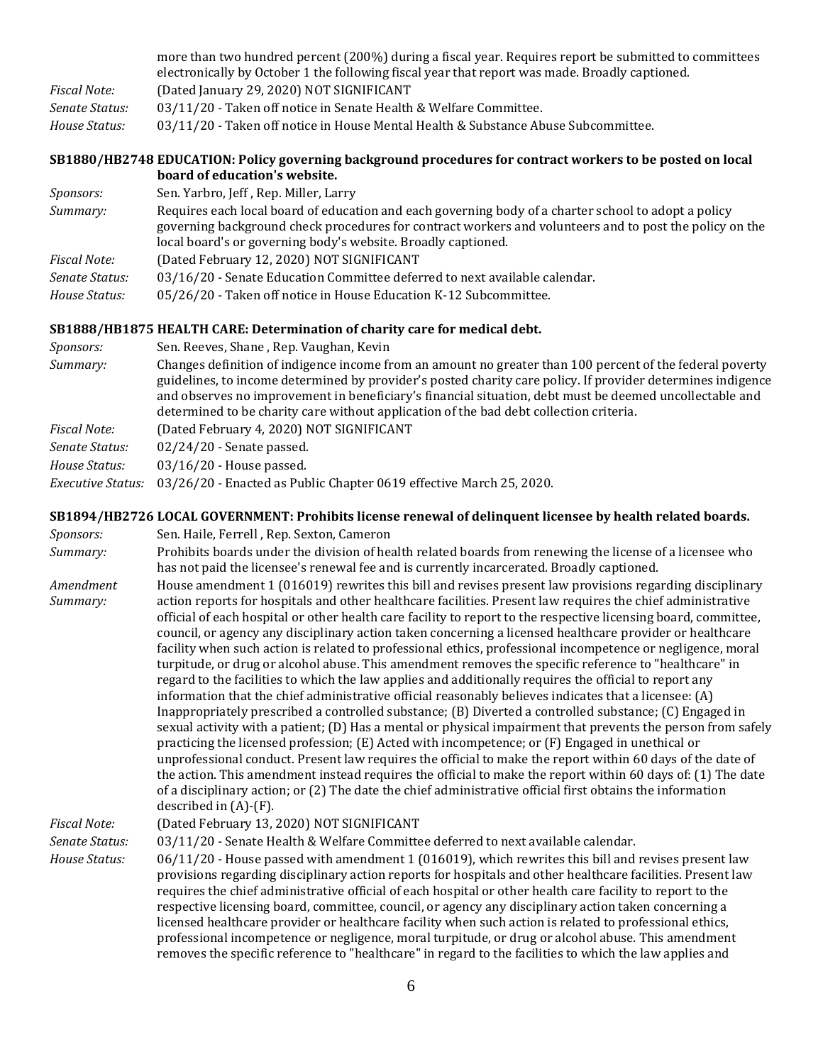more than two hundred percent (200%) during a fiscal year. Requires report be submitted to committees electronically by October 1 the following fiscal year that report was made. Broadly captioned.

*Fiscal Note:* (Dated January 29, 2020) NOT SIGNIFICANT

*Senate Status:* 03/11/20 - Taken off notice in Senate Health & Welfare Committee.

*House Status:* 03/11/20 - Taken off notice in House Mental Health & Substance Abuse Subcommittee.

**SB1880/HB2748 EDUCATION: Policy governing background procedures for contract workers to be posted on local board of education's website.**

*Sponsors:* Sen. Yarbro, Jeff , Rep. Miller, Larry

*Summary:* Requires each local board of education and each governing body of a charter school to adopt a policy governing background check procedures for contract workers and volunteers and to post the policy on the local board's or governing body's website. Broadly captioned.

*Fiscal Note:* (Dated February 12, 2020) NOT SIGNIFICANT

*Senate Status:* 03/16/20 - Senate Education Committee deferred to next available calendar.

*House Status:* 05/26/20 - Taken off notice in House Education K-12 Subcommittee.

**SB1888/HB1875 HEALTH CARE: Determination of charity care for medical debt.**

*Sponsors:* Sen. Reeves, Shane , Rep. Vaughan, Kevin

*Summary:* Changes definition of indigence income from an amount no greater than 100 percent of the federal poverty guidelines, to income determined by provider's posted charity care policy. If provider determines indigence and observes no improvement in beneficiary's financial situation, debt must be deemed uncollectable and determined to be charity care without application of the bad debt collection criteria.

*Fiscal Note:* (Dated February 4, 2020) NOT SIGNIFICANT

*Senate Status:* 02/24/20 - Senate passed.

*House Status:* 03/16/20 - House passed.

*Executive Status:* 03/26/20 - Enacted as Public Chapter 0619 effective March 25, 2020.

**SB1894/HB2726 LOCAL GOVERNMENT: Prohibits license renewal of delinquent licensee by health related boards.**

*Sponsors:* Sen. Haile, Ferrell , Rep. Sexton, Cameron

*Summary:* Prohibits boards under the division of health related boards from renewing the license of a licensee who has not paid the licensee's renewal fee and is currently incarcerated. Broadly captioned.

*Amendment Summary:* House amendment 1 (016019) rewrites this bill and revises present law provisions regarding disciplinary action reports for hospitals and other healthcare facilities. Present law requires the chief administrative official of each hospital or other health care facility to report to the respective licensing board, committee, council, or agency any disciplinary action taken concerning a licensed healthcare provider or healthcare facility when such action is related to professional ethics, professional incompetence or negligence, moral turpitude, or drug or alcohol abuse. This amendment removes the specific reference to "healthcare" in regard to the facilities to which the law applies and additionally requires the official to report any information that the chief administrative official reasonably believes indicates that a licensee: (A) Inappropriately prescribed a controlled substance; (B) Diverted a controlled substance; (C) Engaged in sexual activity with a patient; (D) Has a mental or physical impairment that prevents the person from safely practicing the licensed profession; (E) Acted with incompetence; or (F) Engaged in unethical or unprofessional conduct. Present law requires the official to make the report within 60 days of the date of the action. This amendment instead requires the official to make the report within 60 days of: (1) The date of a disciplinary action; or (2) The date the chief administrative official first obtains the information described in (A)-(F).

*Fiscal Note:* (Dated February 13, 2020) NOT SIGNIFICANT

*Senate Status:* 03/11/20 - Senate Health & Welfare Committee deferred to next available calendar.

*House Status:* 06/11/20 - House passed with amendment 1 (016019), which rewrites this bill and revises present law provisions regarding disciplinary action reports for hospitals and other healthcare facilities. Present law requires the chief administrative official of each hospital or other health care facility to report to the respective licensing board, committee, council, or agency any disciplinary action taken concerning a licensed healthcare provider or healthcare facility when such action is related to professional ethics, professional incompetence or negligence, moral turpitude, or drug or alcohol abuse. This amendment removes the specific reference to "healthcare" in regard to the facilities to which the law applies and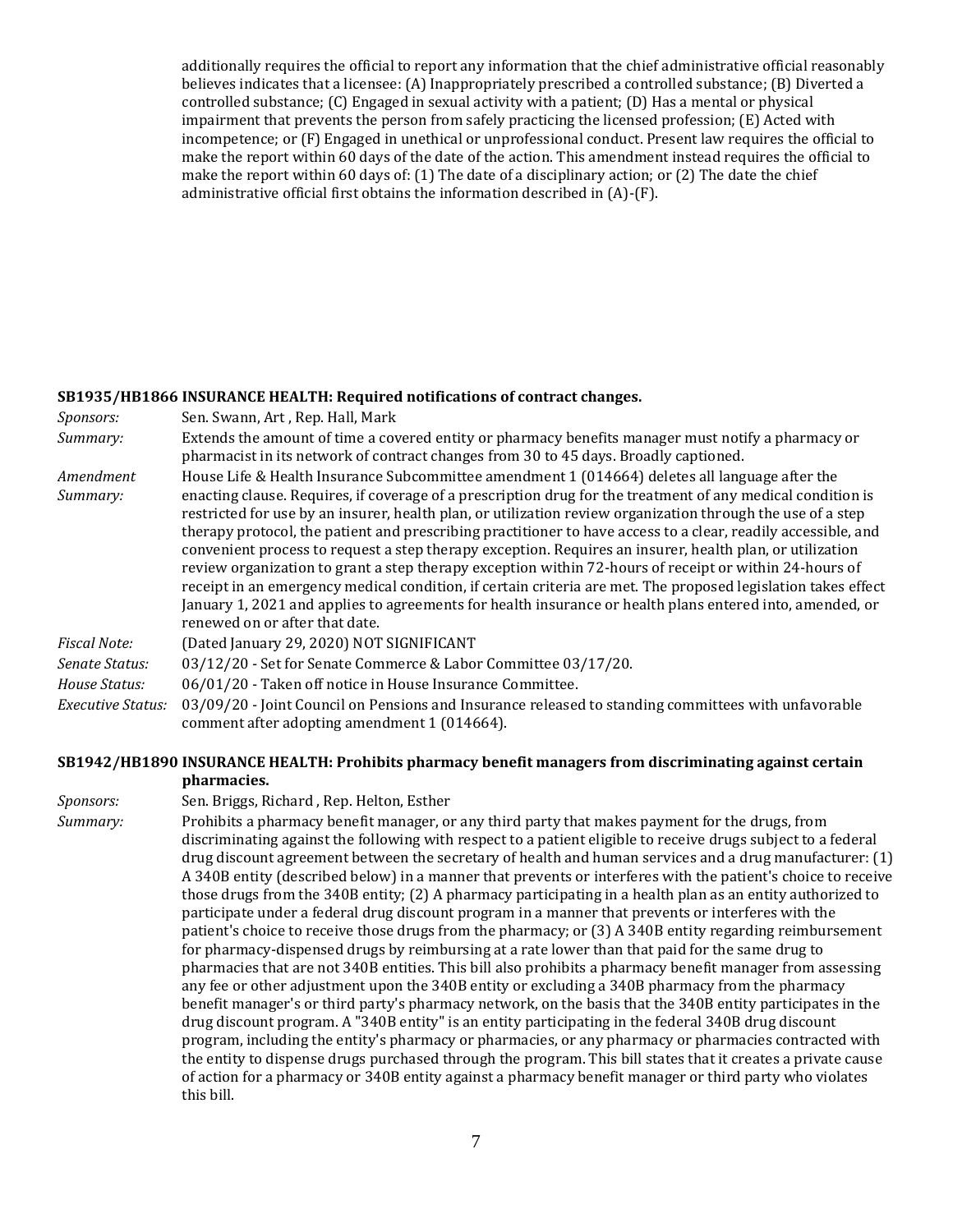additionally requires the official to report any information that the chief administrative official reasonably believes indicates that a licensee: (A) Inappropriately prescribed a controlled substance; (B) Diverted a controlled substance; (C) Engaged in sexual activity with a patient; (D) Has a mental or physical impairment that prevents the person from safely practicing the licensed profession; (E) Acted with incompetence; or (F) Engaged in unethical or unprofessional conduct. Present law requires the official to make the report within 60 days of the date of the action. This amendment instead requires the official to make the report within 60 days of: (1) The date of a disciplinary action; or (2) The date the chief administrative official first obtains the information described in (A)-(F).

**SB1935/HB1866 INSURANCE HEALTH: Required notifications of contract changes.**

*Sponsors:* Sen. Swann, Art , Rep. Hall, Mark

*Summary:* Extends the amount of time a covered entity or pharmacy benefits manager must notify a pharmacy or pharmacist in its network of contract changes from 30 to 45 days. Broadly captioned.

*Amendment Summary:* House Life & Health Insurance Subcommittee amendment 1 (014664) deletes all language after the enacting clause. Requires, if coverage of a prescription drug for the treatment of any medical condition is restricted for use by an insurer, health plan, or utilization review organization through the use of a step therapy protocol, the patient and prescribing practitioner to have access to a clear, readily accessible, and convenient process to request a step therapy exception. Requires an insurer, health plan, or utilization review organization to grant a step therapy exception within 72-hours of receipt or within 24-hours of receipt in an emergency medical condition, if certain criteria are met. The proposed legislation takes effect January 1, 2021 and applies to agreements for health insurance or health plans entered into, amended, or renewed on or after that date.

*Fiscal Note:* (Dated January 29, 2020) NOT SIGNIFICANT

*Senate Status:* 03/12/20 - Set for Senate Commerce & Labor Committee 03/17/20.

*House Status:* 06/01/20 - Taken off notice in House Insurance Committee.

*Executive Status:* 03/09/20 - Joint Council on Pensions and Insurance released to standing committees with unfavorable comment after adopting amendment 1 (014664).

**SB1942/HB1890 INSURANCE HEALTH: Prohibits pharmacy benefit managers from discriminating against certain pharmacies.**

*Sponsors:* Sen. Briggs, Richard , Rep. Helton, Esther

*Summary:* Prohibits a pharmacy benefit manager, or any third party that makes payment for the drugs, from discriminating against the following with respect to a patient eligible to receive drugs subject to a federal drug discount agreement between the secretary of health and human services and a drug manufacturer: (1) A 340B entity (described below) in a manner that prevents or interferes with the patient's choice to receive those drugs from the 340B entity; (2) A pharmacy participating in a health plan as an entity authorized to participate under a federal drug discount program in a manner that prevents or interferes with the patient's choice to receive those drugs from the pharmacy; or (3) A 340B entity regarding reimbursement for pharmacy-dispensed drugs by reimbursing at a rate lower than that paid for the same drug to pharmacies that are not 340B entities. This bill also prohibits a pharmacy benefit manager from assessing any fee or other adjustment upon the 340B entity or excluding a 340B pharmacy from the pharmacy benefit manager's or third party's pharmacy network, on the basis that the 340B entity participates in the drug discount program. A "340B entity" is an entity participating in the federal 340B drug discount program, including the entity's pharmacy or pharmacies, or any pharmacy or pharmacies contracted with the entity to dispense drugs purchased through the program. This bill states that it creates a private cause of action for a pharmacy or 340B entity against a pharmacy benefit manager or third party who violates this bill.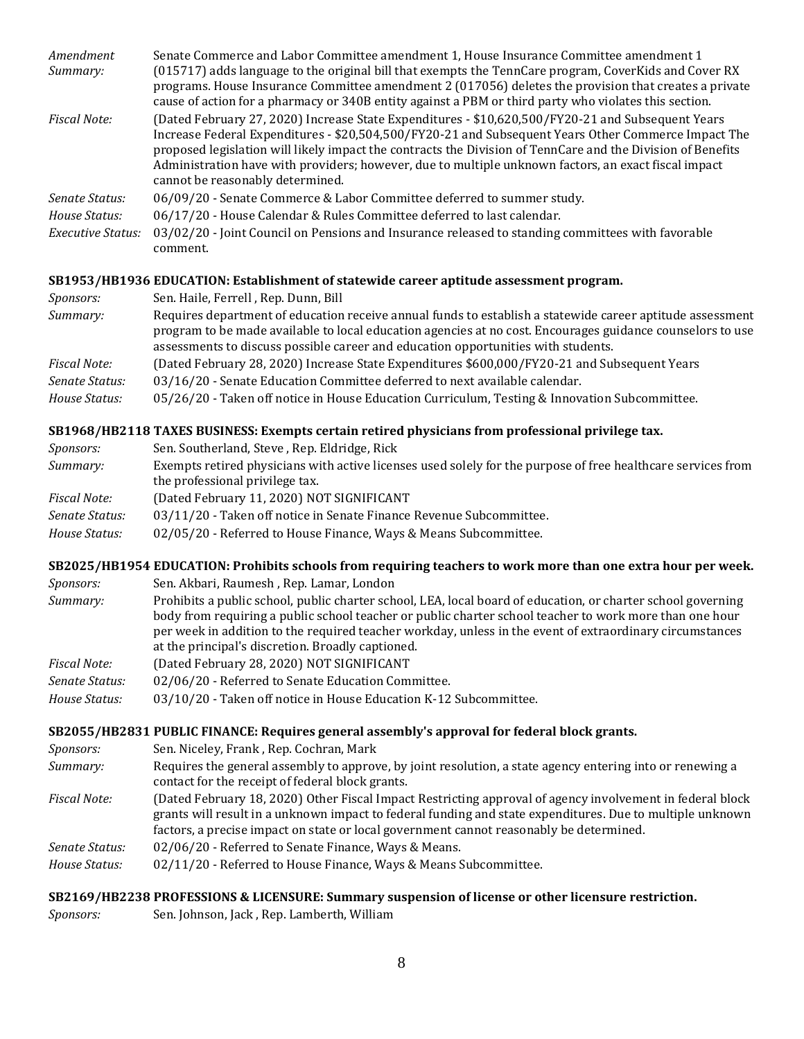*Amendment Summary:* Senate Commerce and Labor Committee amendment 1, House Insurance Committee amendment 1 (015717) adds language to the original bill that exempts the TennCare program, CoverKids and Cover RX programs. House Insurance Committee amendment 2 (017056) deletes the provision that creates a private cause of action for a pharmacy or 340B entity against a PBM or third party who violates this section.

*Fiscal Note:* (Dated February 27, 2020) Increase State Expenditures - $10,620,500/FY20-21 and Subsequent Years Increase Federal Expenditures - $20,504,500/FY20-21 and Subsequent Years Other Commerce Impact The proposed legislation will likely impact the contracts the Division of TennCare and the Division of Benefits Administration have with providers; however, due to multiple unknown factors, an exact fiscal impact cannot be reasonably determined.

*Senate Status:* 06/09/20 - Senate Commerce & Labor Committee deferred to summer study.

*House Status:* 06/17/20 - House Calendar & Rules Committee deferred to last calendar.

*Executive Status:* 03/02/20 - Joint Council on Pensions and Insurance released to standing committees with favorable comment.

**SB1953/HB1936 EDUCATION: Establishment of statewide career aptitude assessment program.**

*Sponsors:* Sen. Haile, Ferrell , Rep. Dunn, Bill

*Summary:* Requires department of education receive annual funds to establish a statewide career aptitude assessment program to be made available to local education agencies at no cost. Encourages guidance counselors to use assessments to discuss possible career and education opportunities with students.

*Fiscal Note:* (Dated February 28, 2020) Increase State Expenditures $600,000/FY20-21 and Subsequent Years

*Senate Status:* 03/16/20 - Senate Education Committee deferred to next available calendar.

*House Status:* 05/26/20 - Taken off notice in House Education Curriculum, Testing & Innovation Subcommittee.

**SB1968/HB2118 TAXES BUSINESS: Exempts certain retired physicians from professional privilege tax.**

*Sponsors:* Sen. Southerland, Steve , Rep. Eldridge, Rick

*Summary:* Exempts retired physicians with active licenses used solely for the purpose of free healthcare services from the professional privilege tax.

*Fiscal Note:* (Dated February 11, 2020) NOT SIGNIFICANT

*Senate Status:* 03/11/20 - Taken off notice in Senate Finance Revenue Subcommittee.

*House Status:* 02/05/20 - Referred to House Finance, Ways & Means Subcommittee.

**SB2025/HB1954 EDUCATION: Prohibits schools from requiring teachers to work more than one extra hour per week.**

*Sponsors:* Sen. Akbari, Raumesh , Rep. Lamar, London

*Summary:* Prohibits a public school, public charter school, LEA, local board of education, or charter school governing body from requiring a public school teacher or public charter school teacher to work more than one hour per week in addition to the required teacher workday, unless in the event of extraordinary circumstances at the principal's discretion. Broadly captioned.

*Fiscal Note:* (Dated February 28, 2020) NOT SIGNIFICANT

*Senate Status:* 02/06/20 - Referred to Senate Education Committee.

*House Status:* 03/10/20 - Taken off notice in House Education K-12 Subcommittee.

**SB2055/HB2831 PUBLIC FINANCE: Requires general assembly's approval for federal block grants.**

*Sponsors:* Sen. Niceley, Frank , Rep. Cochran, Mark

*Summary:* Requires the general assembly to approve, by joint resolution, a state agency entering into or renewing a contact for the receipt of federal block grants.

*Fiscal Note:* (Dated February 18, 2020) Other Fiscal Impact Restricting approval of agency involvement in federal block grants will result in a unknown impact to federal funding and state expenditures. Due to multiple unknown factors, a precise impact on state or local government cannot reasonably be determined.

*Senate Status:* 02/06/20 - Referred to Senate Finance, Ways & Means.

*House Status:* 02/11/20 - Referred to House Finance, Ways & Means Subcommittee.

**SB2169/HB2238 PROFESSIONS & LICENSURE: Summary suspension of license or other licensure restriction.**

*Sponsors:* Sen. Johnson, Jack , Rep. Lamberth, William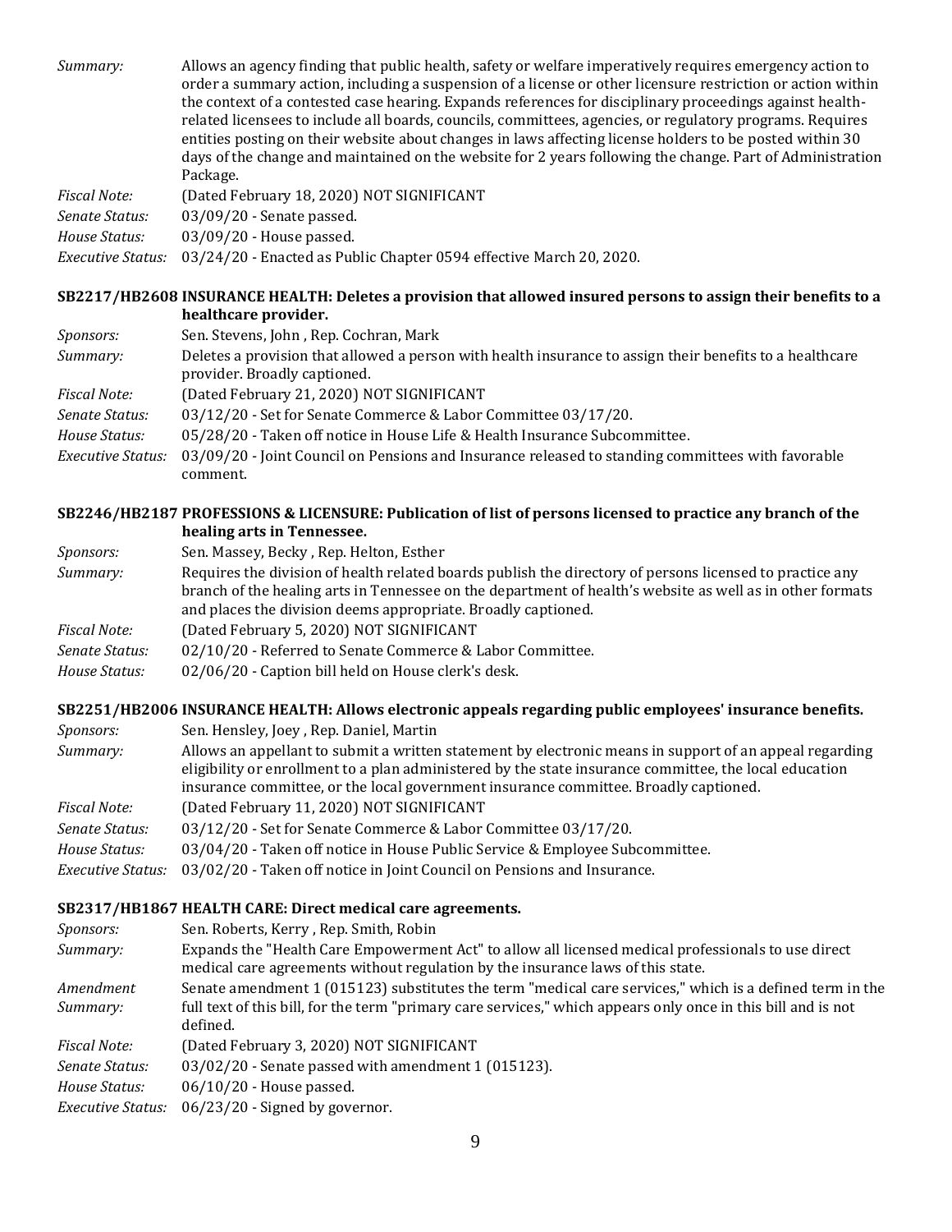*Summary:* Allows an agency finding that public health, safety or welfare imperatively requires emergency action to order a summary action, including a suspension of a license or other licensure restriction or action within the context of a contested case hearing. Expands references for disciplinary proceedings against health-related licensees to include all boards, councils, committees, agencies, or regulatory programs. Requires entities posting on their website about changes in laws affecting license holders to be posted within 30 days of the change and maintained on the website for 2 years following the change. Part of Administration Package.

*Fiscal Note:* (Dated February 18, 2020) NOT SIGNIFICANT

*Senate Status:* 03/09/20 - Senate passed.

*House Status:* 03/09/20 - House passed.

*Executive Status:* 03/24/20 - Enacted as Public Chapter 0594 effective March 20, 2020.

**SB2217/HB2608 INSURANCE HEALTH: Deletes a provision that allowed insured persons to assign their benefits to a healthcare provider.**

*Sponsors:* Sen. Stevens, John , Rep. Cochran, Mark

*Summary:* Deletes a provision that allowed a person with health insurance to assign their benefits to a healthcare provider. Broadly captioned.

*Fiscal Note:* (Dated February 21, 2020) NOT SIGNIFICANT

*Senate Status:* 03/12/20 - Set for Senate Commerce & Labor Committee 03/17/20.

*House Status:* 05/28/20 - Taken off notice in House Life & Health Insurance Subcommittee.

*Executive Status:* 03/09/20 - Joint Council on Pensions and Insurance released to standing committees with favorable comment.

**SB2246/HB2187 PROFESSIONS & LICENSURE: Publication of list of persons licensed to practice any branch of the healing arts in Tennessee.**

*Sponsors:* Sen. Massey, Becky , Rep. Helton, Esther

*Summary:* Requires the division of health related boards publish the directory of persons licensed to practice any branch of the healing arts in Tennessee on the department of health's website as well as in other formats and places the division deems appropriate. Broadly captioned.

*Fiscal Note:* (Dated February 5, 2020) NOT SIGNIFICANT

*Senate Status:* 02/10/20 - Referred to Senate Commerce & Labor Committee.

*House Status:* 02/06/20 - Caption bill held on House clerk's desk.

**SB2251/HB2006 INSURANCE HEALTH: Allows electronic appeals regarding public employees' insurance benefits.**

*Sponsors:* Sen. Hensley, Joey , Rep. Daniel, Martin

*Summary:* Allows an appellant to submit a written statement by electronic means in support of an appeal regarding eligibility or enrollment to a plan administered by the state insurance committee, the local education insurance committee, or the local government insurance committee. Broadly captioned.

*Fiscal Note:* (Dated February 11, 2020) NOT SIGNIFICANT

*Senate Status:* 03/12/20 - Set for Senate Commerce & Labor Committee 03/17/20.

*House Status:* 03/04/20 - Taken off notice in House Public Service & Employee Subcommittee.

*Executive Status:* 03/02/20 - Taken off notice in Joint Council on Pensions and Insurance.

**SB2317/HB1867 HEALTH CARE: Direct medical care agreements.**

*Sponsors:* Sen. Roberts, Kerry , Rep. Smith, Robin

*Summary:* Expands the "Health Care Empowerment Act" to allow all licensed medical professionals to use direct medical care agreements without regulation by the insurance laws of this state.

*Amendment Summary:* Senate amendment 1 (015123) substitutes the term "medical care services," which is a defined term in the full text of this bill, for the term "primary care services," which appears only once in this bill and is not defined.

*Fiscal Note:* (Dated February 3, 2020) NOT SIGNIFICANT

*Senate Status:* 03/02/20 - Senate passed with amendment 1 (015123).

*House Status:* 06/10/20 - House passed.

*Executive Status:* 06/23/20 - Signed by governor.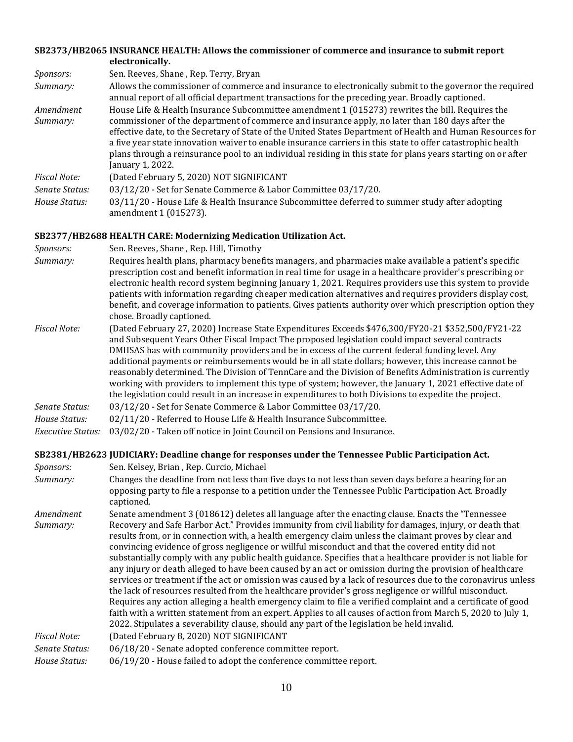**SB2373/HB2065 INSURANCE HEALTH: Allows the commissioner of commerce and insurance to submit report electronically.**

*Sponsors:* Sen. Reeves, Shane , Rep. Terry, Bryan

*Summary:* Allows the commissioner of commerce and insurance to electronically submit to the governor the required annual report of all official department transactions for the preceding year. Broadly captioned.

*Amendment Summary:* House Life & Health Insurance Subcommittee amendment 1 (015273) rewrites the bill. Requires the commissioner of the department of commerce and insurance apply, no later than 180 days after the effective date, to the Secretary of State of the United States Department of Health and Human Resources for a five year state innovation waiver to enable insurance carriers in this state to offer catastrophic health plans through a reinsurance pool to an individual residing in this state for plans years starting on or after January 1, 2022.

*Fiscal Note:* (Dated February 5, 2020) NOT SIGNIFICANT

*Senate Status:* 03/12/20 - Set for Senate Commerce & Labor Committee 03/17/20.

*House Status:* 03/11/20 - House Life & Health Insurance Subcommittee deferred to summer study after adopting amendment 1 (015273).

**SB2377/HB2688 HEALTH CARE: Modernizing Medication Utilization Act.**

*Sponsors:* Sen. Reeves, Shane , Rep. Hill, Timothy

*Summary:* Requires health plans, pharmacy benefits managers, and pharmacies make available a patient's specific prescription cost and benefit information in real time for usage in a healthcare provider's prescribing or electronic health record system beginning January 1, 2021. Requires providers use this system to provide patients with information regarding cheaper medication alternatives and requires providers display cost, benefit, and coverage information to patients. Gives patients authority over which prescription option they chose. Broadly captioned.

*Fiscal Note:* (Dated February 27, 2020) Increase State Expenditures Exceeds $476,300/FY20-21 $352,500/FY21-22 and Subsequent Years Other Fiscal Impact The proposed legislation could impact several contracts DMHSAS has with community providers and be in excess of the current federal funding level. Any additional payments or reimbursements would be in all state dollars; however, this increase cannot be reasonably determined. The Division of TennCare and the Division of Benefits Administration is currently working with providers to implement this type of system; however, the January 1, 2021 effective date of the legislation could result in an increase in expenditures to both Divisions to expedite the project.

*Senate Status:* 03/12/20 - Set for Senate Commerce & Labor Committee 03/17/20.

*House Status:* 02/11/20 - Referred to House Life & Health Insurance Subcommittee.

*Executive Status:* 03/02/20 - Taken off notice in Joint Council on Pensions and Insurance.

**SB2381/HB2623 JUDICIARY: Deadline change for responses under the Tennessee Public Participation Act.**

*Sponsors:* Sen. Kelsey, Brian , Rep. Curcio, Michael

*Summary:* Changes the deadline from not less than five days to not less than seven days before a hearing for an opposing party to file a response to a petition under the Tennessee Public Participation Act. Broadly captioned.

*Amendment Summary:* Senate amendment 3 (018612) deletes all language after the enacting clause. Enacts the "Tennessee Recovery and Safe Harbor Act." Provides immunity from civil liability for damages, injury, or death that results from, or in connection with, a health emergency claim unless the claimant proves by clear and convincing evidence of gross negligence or willful misconduct and that the covered entity did not substantially comply with any public health guidance. Specifies that a healthcare provider is not liable for any injury or death alleged to have been caused by an act or omission during the provision of healthcare services or treatment if the act or omission was caused by a lack of resources due to the coronavirus unless the lack of resources resulted from the healthcare provider's gross negligence or willful misconduct. Requires any action alleging a health emergency claim to file a verified complaint and a certificate of good faith with a written statement from an expert. Applies to all causes of action from March 5, 2020 to July 1, 2022. Stipulates a severability clause, should any part of the legislation be held invalid.

*Fiscal Note:* (Dated February 8, 2020) NOT SIGNIFICANT

*Senate Status:* 06/18/20 - Senate adopted conference committee report.

*House Status:* 06/19/20 - House failed to adopt the conference committee report.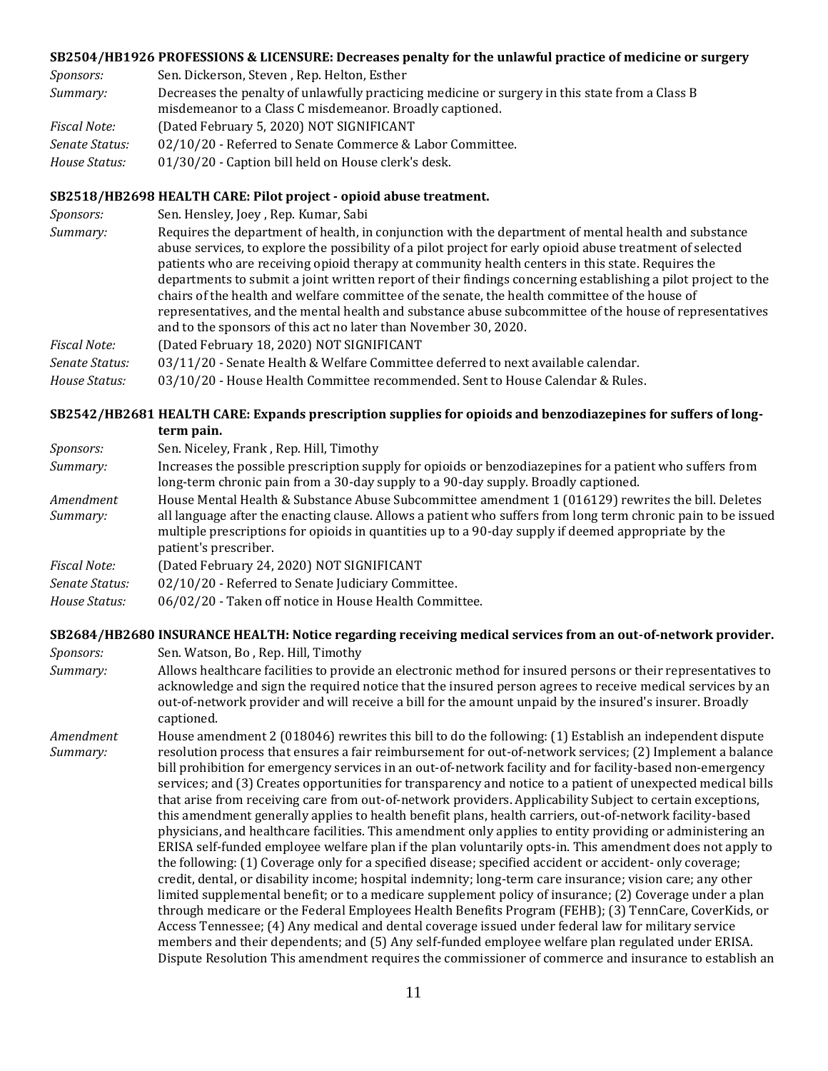**SB2504/HB1926 PROFESSIONS & LICENSURE: Decreases penalty for the unlawful practice of medicine or surgery**

*Sponsors:* Sen. Dickerson, Steven , Rep. Helton, Esther

*Summary:* Decreases the penalty of unlawfully practicing medicine or surgery in this state from a Class B misdemeanor to a Class C misdemeanor. Broadly captioned.

*Fiscal Note:* (Dated February 5, 2020) NOT SIGNIFICANT

*Senate Status:* 02/10/20 - Referred to Senate Commerce & Labor Committee.

*House Status:* 01/30/20 - Caption bill held on House clerk's desk.

**SB2518/HB2698 HEALTH CARE: Pilot project - opioid abuse treatment.**

*Sponsors:* Sen. Hensley, Joey , Rep. Kumar, Sabi

*Summary:* Requires the department of health, in conjunction with the department of mental health and substance abuse services, to explore the possibility of a pilot project for early opioid abuse treatment of selected patients who are receiving opioid therapy at community health centers in this state. Requires the departments to submit a joint written report of their findings concerning establishing a pilot project to the chairs of the health and welfare committee of the senate, the health committee of the house of representatives, and the mental health and substance abuse subcommittee of the house of representatives and to the sponsors of this act no later than November 30, 2020.

*Fiscal Note:* (Dated February 18, 2020) NOT SIGNIFICANT

*Senate Status:* 03/11/20 - Senate Health & Welfare Committee deferred to next available calendar.

*House Status:* 03/10/20 - House Health Committee recommended. Sent to House Calendar & Rules.

**SB2542/HB2681 HEALTH CARE: Expands prescription supplies for opioids and benzodiazepines for suffers of long-term pain.**

*Sponsors:* Sen. Niceley, Frank , Rep. Hill, Timothy

*Summary:* Increases the possible prescription supply for opioids or benzodiazepines for a patient who suffers from long-term chronic pain from a 30-day supply to a 90-day supply. Broadly captioned.

*Amendment Summary:* House Mental Health & Substance Abuse Subcommittee amendment 1 (016129) rewrites the bill. Deletes all language after the enacting clause. Allows a patient who suffers from long term chronic pain to be issued multiple prescriptions for opioids in quantities up to a 90-day supply if deemed appropriate by the patient's prescriber.

*Fiscal Note:* (Dated February 24, 2020) NOT SIGNIFICANT

*Senate Status:* 02/10/20 - Referred to Senate Judiciary Committee.

*House Status:* 06/02/20 - Taken off notice in House Health Committee.

**SB2684/HB2680 INSURANCE HEALTH: Notice regarding receiving medical services from an out-of-network provider.**

*Sponsors:* Sen. Watson, Bo , Rep. Hill, Timothy

*Summary:* Allows healthcare facilities to provide an electronic method for insured persons or their representatives to acknowledge and sign the required notice that the insured person agrees to receive medical services by an out-of-network provider and will receive a bill for the amount unpaid by the insured's insurer. Broadly captioned.

*Amendment Summary:* House amendment 2 (018046) rewrites this bill to do the following: (1) Establish an independent dispute resolution process that ensures a fair reimbursement for out-of-network services; (2) Implement a balance bill prohibition for emergency services in an out-of-network facility and for facility-based non-emergency services; and (3) Creates opportunities for transparency and notice to a patient of unexpected medical bills that arise from receiving care from out-of-network providers. Applicability Subject to certain exceptions, this amendment generally applies to health benefit plans, health carriers, out-of-network facility-based physicians, and healthcare facilities. This amendment only applies to entity providing or administering an ERISA self-funded employee welfare plan if the plan voluntarily opts-in. This amendment does not apply to the following: (1) Coverage only for a specified disease; specified accident or accident- only coverage; credit, dental, or disability income; hospital indemnity; long-term care insurance; vision care; any other limited supplemental benefit; or to a medicare supplement policy of insurance; (2) Coverage under a plan through medicare or the Federal Employees Health Benefits Program (FEHB); (3) TennCare, CoverKids, or Access Tennessee; (4) Any medical and dental coverage issued under federal law for military service members and their dependents; and (5) Any self-funded employee welfare plan regulated under ERISA. Dispute Resolution This amendment requires the commissioner of commerce and insurance to establish an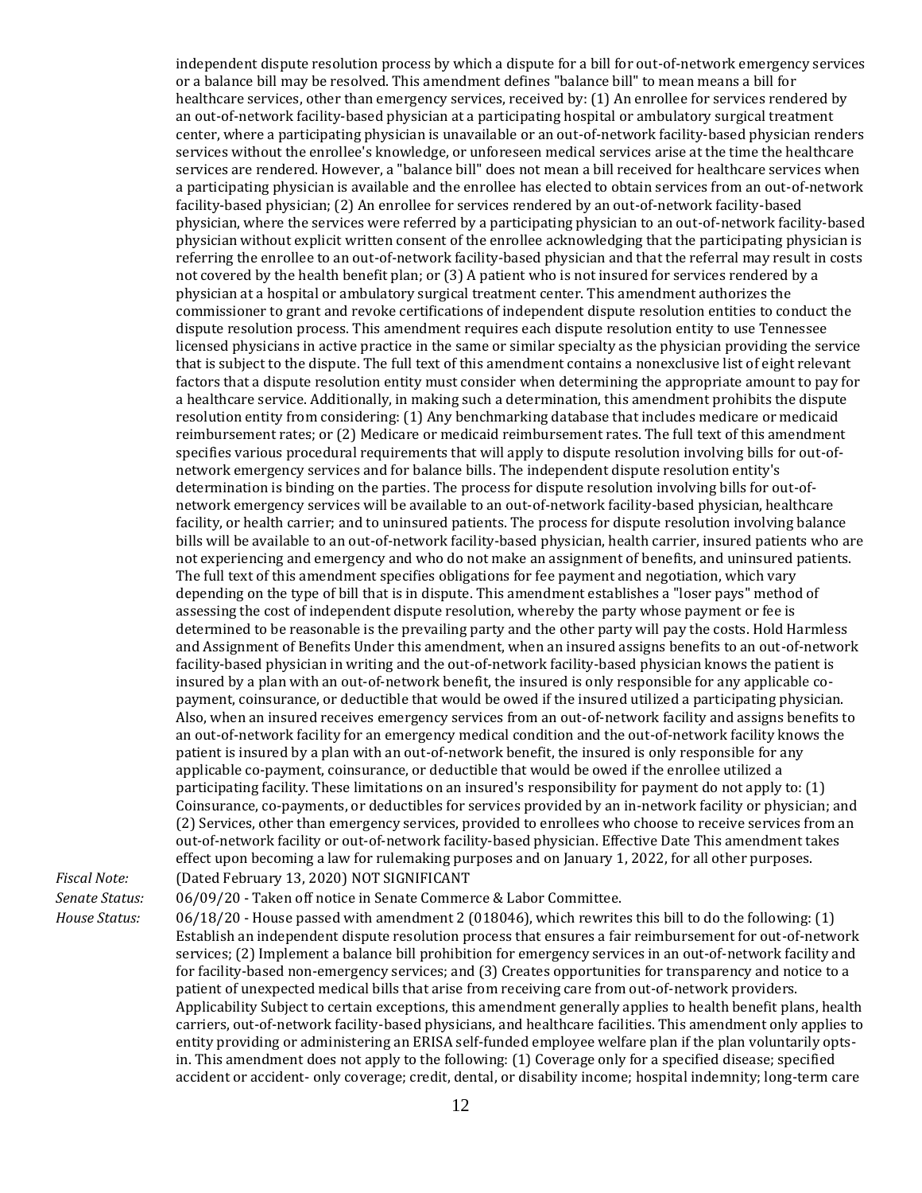independent dispute resolution process by which a dispute for a bill for out-of-network emergency services or a balance bill may be resolved. This amendment defines "balance bill" to mean means a bill for healthcare services, other than emergency services, received by: (1) An enrollee for services rendered by an out-of-network facility-based physician at a participating hospital or ambulatory surgical treatment center, where a participating physician is unavailable or an out-of-network facility-based physician renders services without the enrollee's knowledge, or unforeseen medical services arise at the time the healthcare services are rendered. However, a "balance bill" does not mean a bill received for healthcare services when a participating physician is available and the enrollee has elected to obtain services from an out-of-network facility-based physician; (2) An enrollee for services rendered by an out-of-network facility-based physician, where the services were referred by a participating physician to an out-of-network facility-based physician without explicit written consent of the enrollee acknowledging that the participating physician is referring the enrollee to an out-of-network facility-based physician and that the referral may result in costs not covered by the health benefit plan; or (3) A patient who is not insured for services rendered by a physician at a hospital or ambulatory surgical treatment center. This amendment authorizes the commissioner to grant and revoke certifications of independent dispute resolution entities to conduct the dispute resolution process. This amendment requires each dispute resolution entity to use Tennessee licensed physicians in active practice in the same or similar specialty as the physician providing the service that is subject to the dispute. The full text of this amendment contains a nonexclusive list of eight relevant factors that a dispute resolution entity must consider when determining the appropriate amount to pay for a healthcare service. Additionally, in making such a determination, this amendment prohibits the dispute resolution entity from considering: (1) Any benchmarking database that includes medicare or medicaid reimbursement rates; or (2) Medicare or medicaid reimbursement rates. The full text of this amendment specifies various procedural requirements that will apply to dispute resolution involving bills for out-of-network emergency services and for balance bills. The independent dispute resolution entity's determination is binding on the parties. The process for dispute resolution involving bills for out-of-network emergency services will be available to an out-of-network facility-based physician, healthcare facility, or health carrier; and to uninsured patients. The process for dispute resolution involving balance bills will be available to an out-of-network facility-based physician, health carrier, insured patients who are not experiencing and emergency and who do not make an assignment of benefits, and uninsured patients. The full text of this amendment specifies obligations for fee payment and negotiation, which vary depending on the type of bill that is in dispute. This amendment establishes a "loser pays" method of assessing the cost of independent dispute resolution, whereby the party whose payment or fee is determined to be reasonable is the prevailing party and the other party will pay the costs. Hold Harmless and Assignment of Benefits Under this amendment, when an insured assigns benefits to an out-of-network facility-based physician in writing and the out-of-network facility-based physician knows the patient is insured by a plan with an out-of-network benefit, the insured is only responsible for any applicable co-payment, coinsurance, or deductible that would be owed if the insured utilized a participating physician. Also, when an insured receives emergency services from an out-of-network facility and assigns benefits to an out-of-network facility for an emergency medical condition and the out-of-network facility knows the patient is insured by a plan with an out-of-network benefit, the insured is only responsible for any applicable co-payment, coinsurance, or deductible that would be owed if the enrollee utilized a participating facility. These limitations on an insured's responsibility for payment do not apply to: (1) Coinsurance, co-payments, or deductibles for services provided by an in-network facility or physician; and (2) Services, other than emergency services, provided to enrollees who choose to receive services from an out-of-network facility or out-of-network facility-based physician. Effective Date This amendment takes effect upon becoming a law for rulemaking purposes and on January 1, 2022, for all other purposes.

*Fiscal Note:* (Dated February 13, 2020) NOT SIGNIFICANT

*Senate Status:* 06/09/20 - Taken off notice in Senate Commerce & Labor Committee.

*House Status:* 06/18/20 - House passed with amendment 2 (018046), which rewrites this bill to do the following: (1) Establish an independent dispute resolution process that ensures a fair reimbursement for out-of-network services; (2) Implement a balance bill prohibition for emergency services in an out-of-network facility and for facility-based non-emergency services; and (3) Creates opportunities for transparency and notice to a patient of unexpected medical bills that arise from receiving care from out-of-network providers. Applicability Subject to certain exceptions, this amendment generally applies to health benefit plans, health carriers, out-of-network facility-based physicians, and healthcare facilities. This amendment only applies to entity providing or administering an ERISA self-funded employee welfare plan if the plan voluntarily opts-in. This amendment does not apply to the following: (1) Coverage only for a specified disease; specified accident or accident- only coverage; credit, dental, or disability income; hospital indemnity; long-term care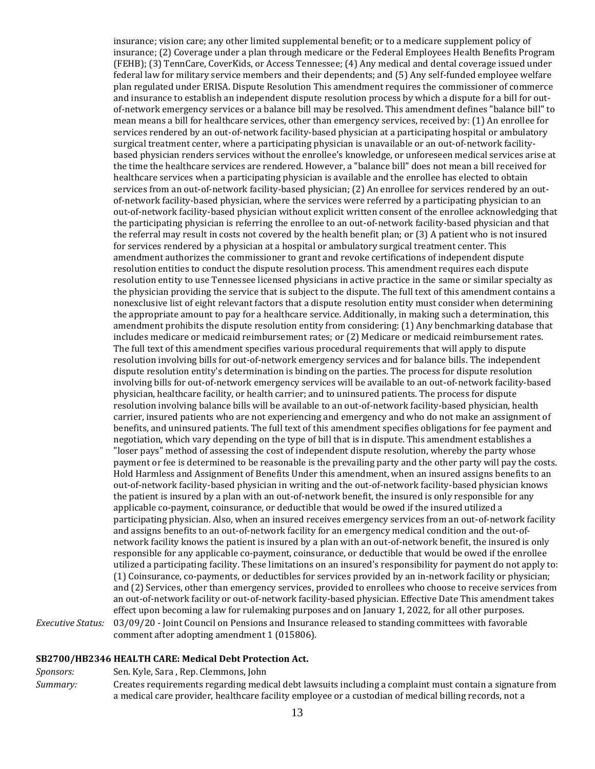insurance; vision care; any other limited supplemental benefit; or to a medicare supplement policy of insurance; (2) Coverage under a plan through medicare or the Federal Employees Health Benefits Program (FEHB); (3) TennCare, CoverKids, or Access Tennessee; (4) Any medical and dental coverage issued under federal law for military service members and their dependents; and (5) Any self-funded employee welfare plan regulated under ERISA. Dispute Resolution This amendment requires the commissioner of commerce and insurance to establish an independent dispute resolution process by which a dispute for a bill for out-of-network emergency services or a balance bill may be resolved. This amendment defines "balance bill" to mean means a bill for healthcare services, other than emergency services, received by: (1) An enrollee for services rendered by an out-of-network facility-based physician at a participating hospital or ambulatory surgical treatment center, where a participating physician is unavailable or an out-of-network facility-based physician renders services without the enrollee's knowledge, or unforeseen medical services arise at the time the healthcare services are rendered. However, a "balance bill" does not mean a bill received for healthcare services when a participating physician is available and the enrollee has elected to obtain services from an out-of-network facility-based physician; (2) An enrollee for services rendered by an out-of-network facility-based physician, where the services were referred by a participating physician to an out-of-network facility-based physician without explicit written consent of the enrollee acknowledging that the participating physician is referring the enrollee to an out-of-network facility-based physician and that the referral may result in costs not covered by the health benefit plan; or (3) A patient who is not insured for services rendered by a physician at a hospital or ambulatory surgical treatment center. This amendment authorizes the commissioner to grant and revoke certifications of independent dispute resolution entities to conduct the dispute resolution process. This amendment requires each dispute resolution entity to use Tennessee licensed physicians in active practice in the same or similar specialty as the physician providing the service that is subject to the dispute. The full text of this amendment contains a nonexclusive list of eight relevant factors that a dispute resolution entity must consider when determining the appropriate amount to pay for a healthcare service. Additionally, in making such a determination, this amendment prohibits the dispute resolution entity from considering: (1) Any benchmarking database that includes medicare or medicaid reimbursement rates; or (2) Medicare or medicaid reimbursement rates. The full text of this amendment specifies various procedural requirements that will apply to dispute resolution involving bills for out-of-network emergency services and for balance bills. The independent dispute resolution entity's determination is binding on the parties. The process for dispute resolution involving bills for out-of-network emergency services will be available to an out-of-network facility-based physician, healthcare facility, or health carrier; and to uninsured patients. The process for dispute resolution involving balance bills will be available to an out-of-network facility-based physician, health carrier, insured patients who are not experiencing and emergency and who do not make an assignment of benefits, and uninsured patients. The full text of this amendment specifies obligations for fee payment and negotiation, which vary depending on the type of bill that is in dispute. This amendment establishes a "loser pays" method of assessing the cost of independent dispute resolution, whereby the party whose payment or fee is determined to be reasonable is the prevailing party and the other party will pay the costs. Hold Harmless and Assignment of Benefits Under this amendment, when an insured assigns benefits to an out-of-network facility-based physician in writing and the out-of-network facility-based physician knows the patient is insured by a plan with an out-of-network benefit, the insured is only responsible for any applicable co-payment, coinsurance, or deductible that would be owed if the insured utilized a participating physician. Also, when an insured receives emergency services from an out-of-network facility and assigns benefits to an out-of-network facility for an emergency medical condition and the out-of-network facility knows the patient is insured by a plan with an out-of-network benefit, the insured is only responsible for any applicable co-payment, coinsurance, or deductible that would be owed if the enrollee utilized a participating facility. These limitations on an insured's responsibility for payment do not apply to: (1) Coinsurance, co-payments, or deductibles for services provided by an in-network facility or physician; and (2) Services, other than emergency services, provided to enrollees who choose to receive services from an out-of-network facility or out-of-network facility-based physician. Effective Date This amendment takes effect upon becoming a law for rulemaking purposes and on January 1, 2022, for all other purposes.

*Executive Status:* 03/09/20 - Joint Council on Pensions and Insurance released to standing committees with favorable comment after adopting amendment 1 (015806).

**SB2700/HB2346 HEALTH CARE: Medical Debt Protection Act.**

*Sponsors:* Sen. Kyle, Sara , Rep. Clemmons, John

*Summary:* Creates requirements regarding medical debt lawsuits including a complaint must contain a signature from a medical care provider, healthcare facility employee or a custodian of medical billing records, not a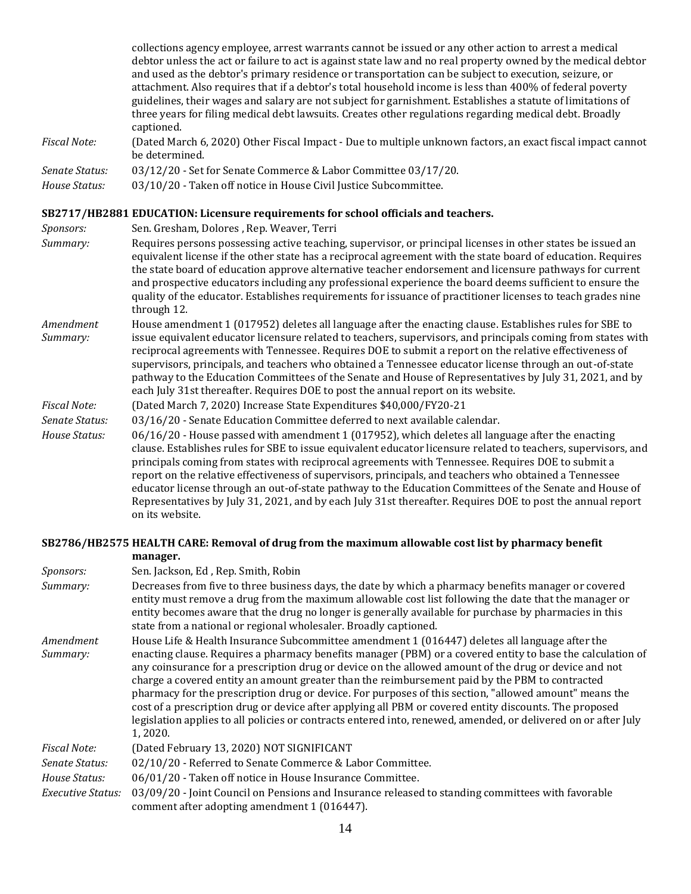collections agency employee, arrest warrants cannot be issued or any other action to arrest a medical debtor unless the act or failure to act is against state law and no real property owned by the medical debtor and used as the debtor's primary residence or transportation can be subject to execution, seizure, or attachment. Also requires that if a debtor's total household income is less than 400% of federal poverty guidelines, their wages and salary are not subject for garnishment. Establishes a statute of limitations of three years for filing medical debt lawsuits. Creates other regulations regarding medical debt. Broadly captioned.

*Fiscal Note:* (Dated March 6, 2020) Other Fiscal Impact - Due to multiple unknown factors, an exact fiscal impact cannot be determined.

*Senate Status:* 03/12/20 - Set for Senate Commerce & Labor Committee 03/17/20.

*House Status:* 03/10/20 - Taken off notice in House Civil Justice Subcommittee.

### SB2717/HB2881 EDUCATION: Licensure requirements for school officials and teachers.

*Sponsors:* Sen. Gresham, Dolores , Rep. Weaver, Terri

*Summary:* Requires persons possessing active teaching, supervisor, or principal licenses in other states be issued an equivalent license if the other state has a reciprocal agreement with the state board of education. Requires the state board of education approve alternative teacher endorsement and licensure pathways for current and prospective educators including any professional experience the board deems sufficient to ensure the quality of the educator. Establishes requirements for issuance of practitioner licenses to teach grades nine through 12.

*Amendment Summary:* House amendment 1 (017952) deletes all language after the enacting clause. Establishes rules for SBE to issue equivalent educator licensure related to teachers, supervisors, and principals coming from states with reciprocal agreements with Tennessee. Requires DOE to submit a report on the relative effectiveness of supervisors, principals, and teachers who obtained a Tennessee educator license through an out-of-state pathway to the Education Committees of the Senate and House of Representatives by July 31, 2021, and by each July 31st thereafter. Requires DOE to post the annual report on its website.

*Fiscal Note:* (Dated March 7, 2020) Increase State Expenditures \$40,000/FY20-21

*Senate Status:* 03/16/20 - Senate Education Committee deferred to next available calendar.

*House Status:* 06/16/20 - House passed with amendment 1 (017952), which deletes all language after the enacting clause. Establishes rules for SBE to issue equivalent educator licensure related to teachers, supervisors, and principals coming from states with reciprocal agreements with Tennessee. Requires DOE to submit a report on the relative effectiveness of supervisors, principals, and teachers who obtained a Tennessee educator license through an out-of-state pathway to the Education Committees of the Senate and House of Representatives by July 31, 2021, and by each July 31st thereafter. Requires DOE to post the annual report on its website.

### SB2786/HB2575 HEALTH CARE: Removal of drug from the maximum allowable cost list by pharmacy benefit manager.

*Sponsors:* Sen. Jackson, Ed , Rep. Smith, Robin

*Summary:* Decreases from five to three business days, the date by which a pharmacy benefits manager or covered entity must remove a drug from the maximum allowable cost list following the date that the manager or entity becomes aware that the drug no longer is generally available for purchase by pharmacies in this state from a national or regional wholesaler. Broadly captioned.

*Amendment Summary:* House Life & Health Insurance Subcommittee amendment 1 (016447) deletes all language after the enacting clause. Requires a pharmacy benefits manager (PBM) or a covered entity to base the calculation of any coinsurance for a prescription drug or device on the allowed amount of the drug or device and not charge a covered entity an amount greater than the reimbursement paid by the PBM to contracted pharmacy for the prescription drug or device. For purposes of this section, "allowed amount" means the cost of a prescription drug or device after applying all PBM or covered entity discounts. The proposed legislation applies to all policies or contracts entered into, renewed, amended, or delivered on or after July 1, 2020.

*Fiscal Note:* (Dated February 13, 2020) NOT SIGNIFICANT

*Senate Status:* 02/10/20 - Referred to Senate Commerce & Labor Committee.

*House Status:* 06/01/20 - Taken off notice in House Insurance Committee.

*Executive Status:* 03/09/20 - Joint Council on Pensions and Insurance released to standing committees with favorable comment after adopting amendment 1 (016447).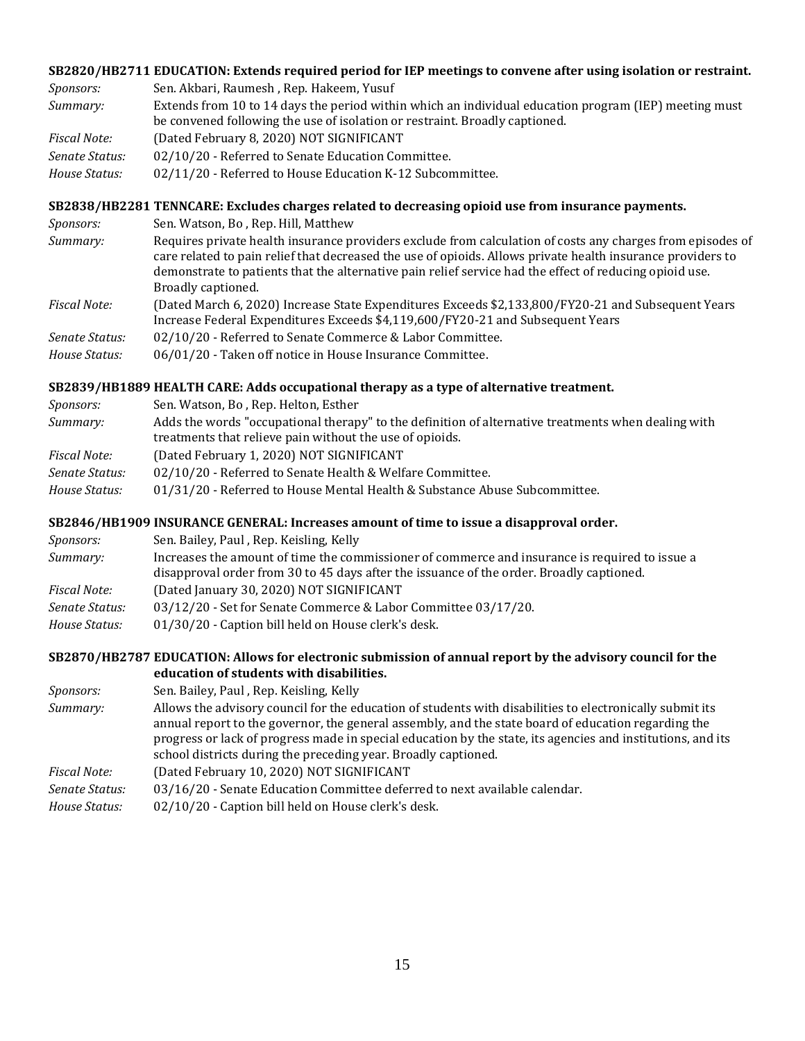**SB2820/HB2711 EDUCATION: Extends required period for IEP meetings to convene after using isolation or restraint.**

*Sponsors:* Sen. Akbari, Raumesh , Rep. Hakeem, Yusuf
*Summary:* Extends from 10 to 14 days the period within which an individual education program (IEP) meeting must be convened following the use of isolation or restraint. Broadly captioned.
*Fiscal Note:* (Dated February 8, 2020) NOT SIGNIFICANT
*Senate Status:* 02/10/20 - Referred to Senate Education Committee.
*House Status:* 02/11/20 - Referred to House Education K-12 Subcommittee.

**SB2838/HB2281 TENNCARE: Excludes charges related to decreasing opioid use from insurance payments.**

*Sponsors:* Sen. Watson, Bo , Rep. Hill, Matthew
*Summary:* Requires private health insurance providers exclude from calculation of costs any charges from episodes of care related to pain relief that decreased the use of opioids. Allows private health insurance providers to demonstrate to patients that the alternative pain relief service had the effect of reducing opioid use. Broadly captioned.
*Fiscal Note:* (Dated March 6, 2020) Increase State Expenditures Exceeds $2,133,800/FY20-21 and Subsequent Years Increase Federal Expenditures Exceeds $4,119,600/FY20-21 and Subsequent Years
*Senate Status:* 02/10/20 - Referred to Senate Commerce & Labor Committee.
*House Status:* 06/01/20 - Taken off notice in House Insurance Committee.

**SB2839/HB1889 HEALTH CARE: Adds occupational therapy as a type of alternative treatment.**

*Sponsors:* Sen. Watson, Bo , Rep. Helton, Esther
*Summary:* Adds the words "occupational therapy" to the definition of alternative treatments when dealing with treatments that relieve pain without the use of opioids.
*Fiscal Note:* (Dated February 1, 2020) NOT SIGNIFICANT
*Senate Status:* 02/10/20 - Referred to Senate Health & Welfare Committee.
*House Status:* 01/31/20 - Referred to House Mental Health & Substance Abuse Subcommittee.

**SB2846/HB1909 INSURANCE GENERAL: Increases amount of time to issue a disapproval order.**

*Sponsors:* Sen. Bailey, Paul , Rep. Keisling, Kelly
*Summary:* Increases the amount of time the commissioner of commerce and insurance is required to issue a disapproval order from 30 to 45 days after the issuance of the order. Broadly captioned.
*Fiscal Note:* (Dated January 30, 2020) NOT SIGNIFICANT
*Senate Status:* 03/12/20 - Set for Senate Commerce & Labor Committee 03/17/20.
*House Status:* 01/30/20 - Caption bill held on House clerk's desk.

**SB2870/HB2787 EDUCATION: Allows for electronic submission of annual report by the advisory council for the education of students with disabilities.**

*Sponsors:* Sen. Bailey, Paul , Rep. Keisling, Kelly
*Summary:* Allows the advisory council for the education of students with disabilities to electronically submit its annual report to the governor, the general assembly, and the state board of education regarding the progress or lack of progress made in special education by the state, its agencies and institutions, and its school districts during the preceding year. Broadly captioned.
*Fiscal Note:* (Dated February 10, 2020) NOT SIGNIFICANT
*Senate Status:* 03/16/20 - Senate Education Committee deferred to next available calendar.
*House Status:* 02/10/20 - Caption bill held on House clerk's desk.